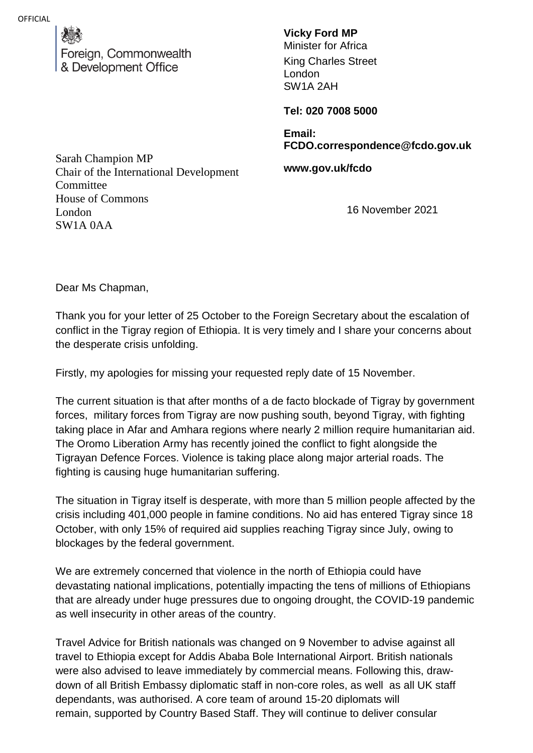OFFICIAL

Foreign, Commonwealth
& Development Office

**Vicky Ford MP**
Minister for Africa
King Charles Street
London
SW1A 2AH

**Tel: 020 7008 5000**

**Email:**
**FCDO.correspondence@fcdo.gov.uk**

**www.gov.uk/fcdo**

Sarah Champion MP
Chair of the International Development Committee
House of Commons
London
SW1A 0AA

16 November 2021

Dear Ms Chapman,

Thank you for your letter of 25 October to the Foreign Secretary about the escalation of conflict in the Tigray region of Ethiopia. It is very timely and I share your concerns about the desperate crisis unfolding.

Firstly, my apologies for missing your requested reply date of 15 November.

The current situation is that after months of a de facto blockade of Tigray by government forces, military forces from Tigray are now pushing south, beyond Tigray, with fighting taking place in Afar and Amhara regions where nearly 2 million require humanitarian aid. The Oromo Liberation Army has recently joined the conflict to fight alongside the Tigrayan Defence Forces. Violence is taking place along major arterial roads. The fighting is causing huge humanitarian suffering.

The situation in Tigray itself is desperate, with more than 5 million people affected by the crisis including 401,000 people in famine conditions. No aid has entered Tigray since 18 October, with only 15% of required aid supplies reaching Tigray since July, owing to blockages by the federal government.

We are extremely concerned that violence in the north of Ethiopia could have devastating national implications, potentially impacting the tens of millions of Ethiopians that are already under huge pressures due to ongoing drought, the COVID-19 pandemic as well insecurity in other areas of the country.

Travel Advice for British nationals was changed on 9 November to advise against all travel to Ethiopia except for Addis Ababa Bole International Airport. British nationals were also advised to leave immediately by commercial means. Following this, draw-down of all British Embassy diplomatic staff in non-core roles, as well as all UK staff dependants, was authorised. A core team of around 15-20 diplomats will remain, supported by Country Based Staff. They will continue to deliver consular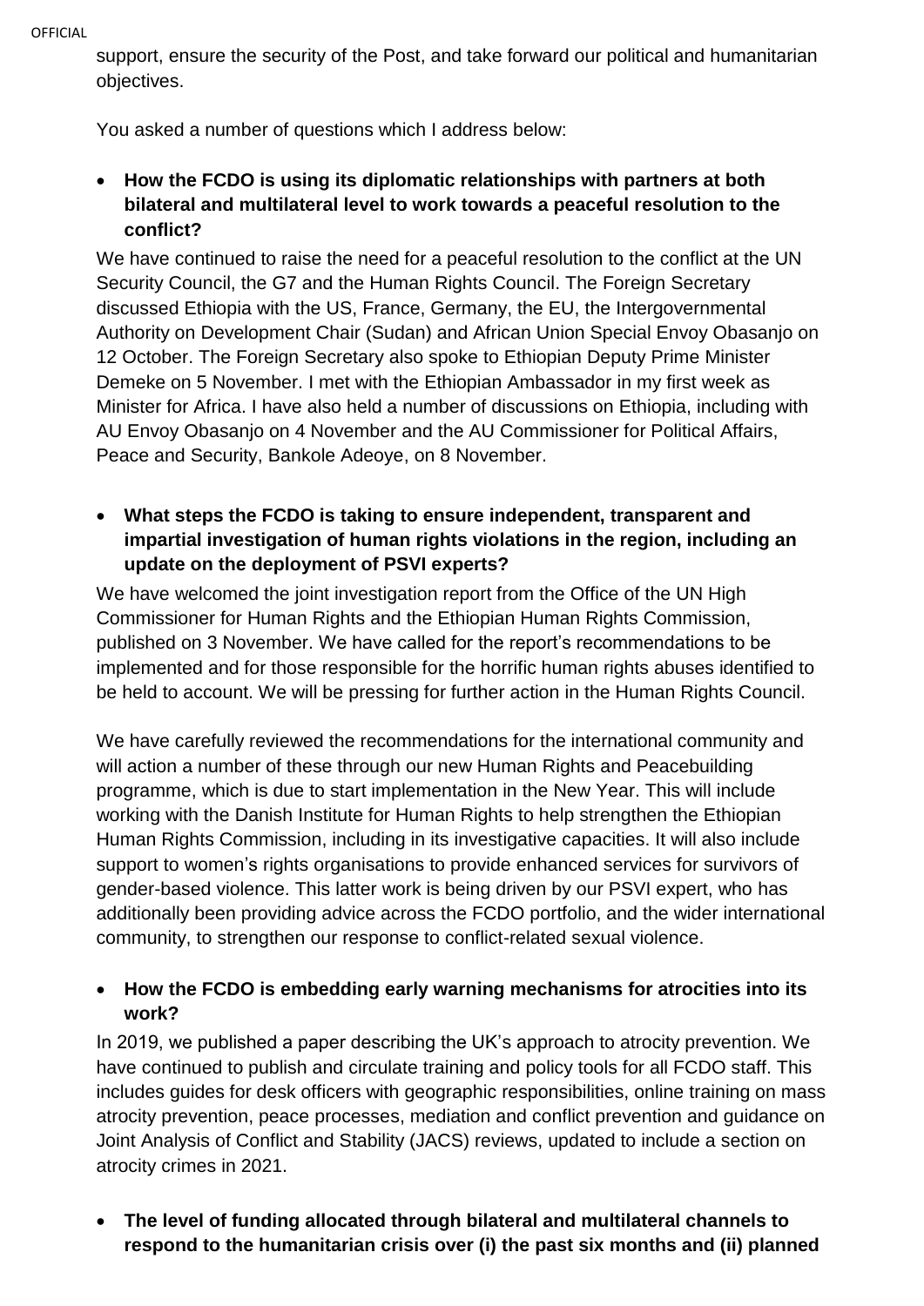support, ensure the security of the Post, and take forward our political and humanitarian objectives.

You asked a number of questions which I address below:

- **How the FCDO is using its diplomatic relationships with partners at both bilateral and multilateral level to work towards a peaceful resolution to the conflict?**

We have continued to raise the need for a peaceful resolution to the conflict at the UN Security Council, the G7 and the Human Rights Council. The Foreign Secretary discussed Ethiopia with the US, France, Germany, the EU, the Intergovernmental Authority on Development Chair (Sudan) and African Union Special Envoy Obasanjo on 12 October. The Foreign Secretary also spoke to Ethiopian Deputy Prime Minister Demeke on 5 November. I met with the Ethiopian Ambassador in my first week as Minister for Africa. I have also held a number of discussions on Ethiopia, including with AU Envoy Obasanjo on 4 November and the AU Commissioner for Political Affairs, Peace and Security, Bankole Adeoye, on 8 November.

- **What steps the FCDO is taking to ensure independent, transparent and impartial investigation of human rights violations in the region, including an update on the deployment of PSVI experts?**

We have welcomed the joint investigation report from the Office of the UN High Commissioner for Human Rights and the Ethiopian Human Rights Commission, published on 3 November. We have called for the report's recommendations to be implemented and for those responsible for the horrific human rights abuses identified to be held to account. We will be pressing for further action in the Human Rights Council.

We have carefully reviewed the recommendations for the international community and will action a number of these through our new Human Rights and Peacebuilding programme, which is due to start implementation in the New Year. This will include working with the Danish Institute for Human Rights to help strengthen the Ethiopian Human Rights Commission, including in its investigative capacities. It will also include support to women's rights organisations to provide enhanced services for survivors of gender-based violence. This latter work is being driven by our PSVI expert, who has additionally been providing advice across the FCDO portfolio, and the wider international community, to strengthen our response to conflict-related sexual violence.

- **How the FCDO is embedding early warning mechanisms for atrocities into its work?**

In 2019, we published a paper describing the UK's approach to atrocity prevention. We have continued to publish and circulate training and policy tools for all FCDO staff. This includes guides for desk officers with geographic responsibilities, online training on mass atrocity prevention, peace processes, mediation and conflict prevention and guidance on Joint Analysis of Conflict and Stability (JACS) reviews, updated to include a section on atrocity crimes in 2021.

- **The level of funding allocated through bilateral and multilateral channels to respond to the humanitarian crisis over (i) the past six months and (ii) planned**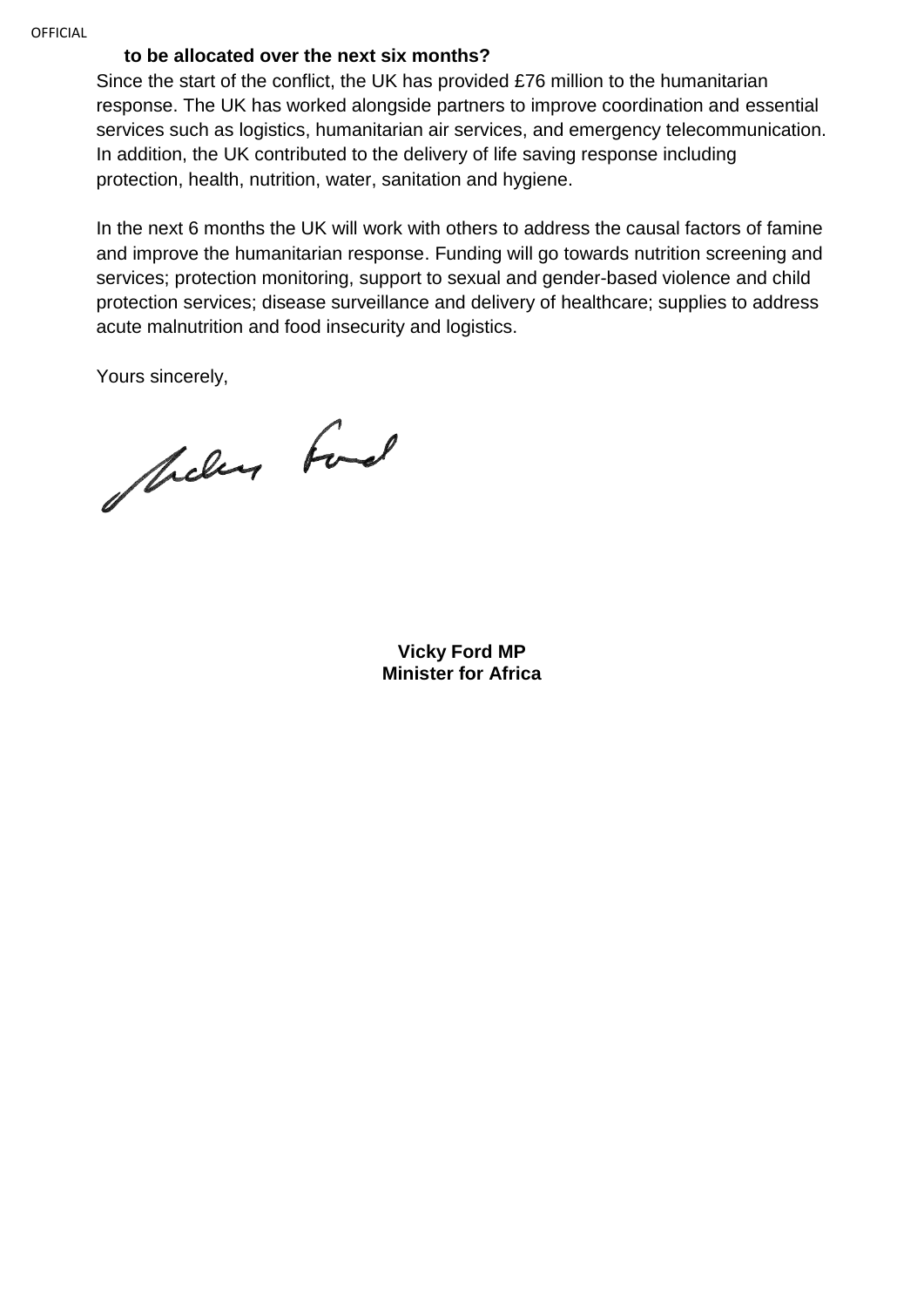**to be allocated over the next six months?**

Since the start of the conflict, the UK has provided £76 million to the humanitarian response. The UK has worked alongside partners to improve coordination and essential services such as logistics, humanitarian air services, and emergency telecommunication. In addition, the UK contributed to the delivery of life saving response including protection, health, nutrition, water, sanitation and hygiene.

In the next 6 months the UK will work with others to address the causal factors of famine and improve the humanitarian response. Funding will go towards nutrition screening and services; protection monitoring, support to sexual and gender-based violence and child protection services; disease surveillance and delivery of healthcare; supplies to address acute malnutrition and food insecurity and logistics.

Yours sincerely,

**Vicky Ford MP**
**Minister for Africa**